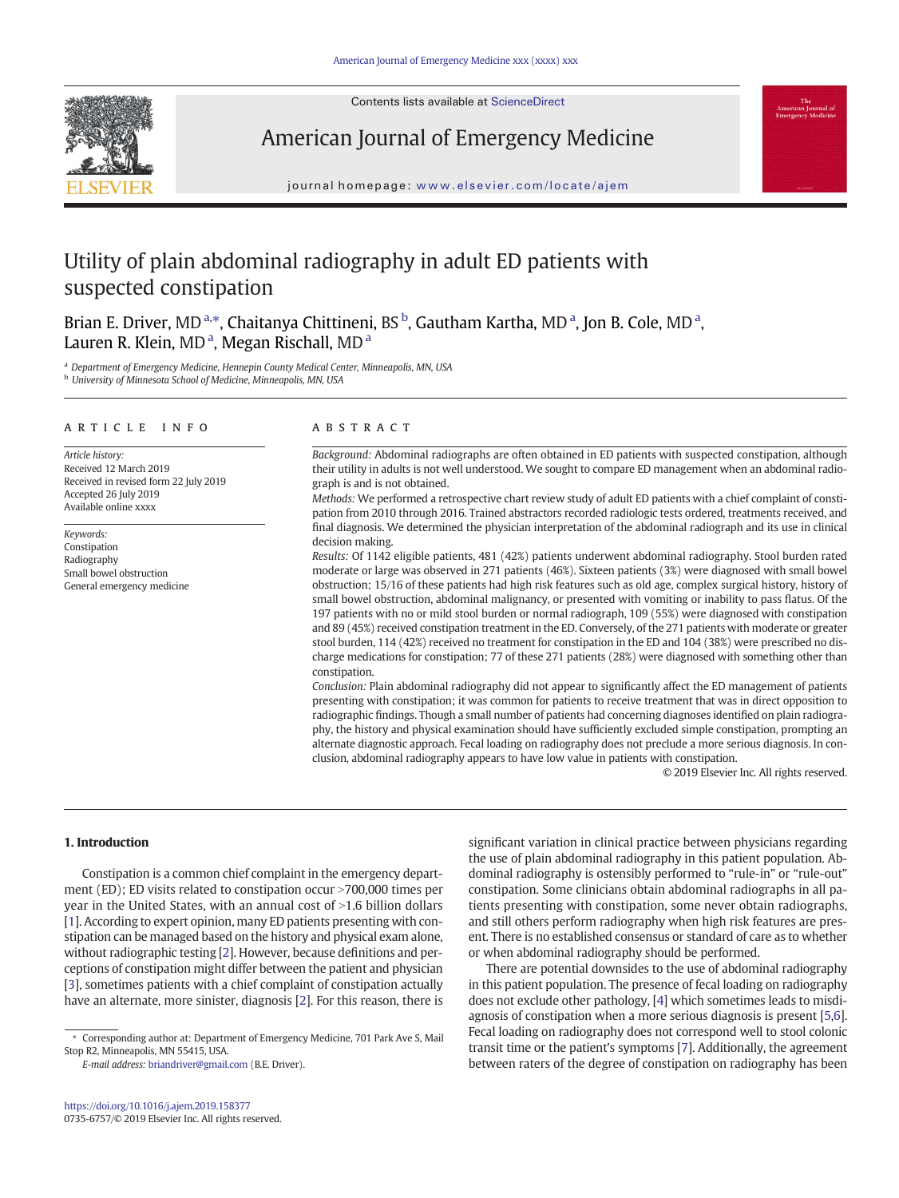# Utility of plain abdominal radiography in adult ED patients with suspected constipation

Brian E. Driver, MD [a,*], Chaitanya Chittineni, BS [b], Gautham Kartha, MD [a], Jon B. Cole, MD [a], Lauren R. Klein, MD [a], Megan Rischall, MD [a]

[a] Department of Emergency Medicine, Hennepin County Medical Center, Minneapolis, MN, USA
[b] University of Minnesota School of Medicine, Minneapolis, MN, USA

## ARTICLE INFO

*Article history:*
Received 12 March 2019
Received in revised form 22 July 2019
Accepted 26 July 2019
Available online xxxx

*Keywords:*
Constipation
Radiography
Small bowel obstruction
General emergency medicine

## ABSTRACT

*Background:* Abdominal radiographs are often obtained in ED patients with suspected constipation, although their utility in adults is not well understood. We sought to compare ED management when an abdominal radiograph is and is not obtained.

*Methods:* We performed a retrospective chart review study of adult ED patients with a chief complaint of constipation from 2010 through 2016. Trained abstractors recorded radiologic tests ordered, treatments received, and final diagnosis. We determined the physician interpretation of the abdominal radiograph and its use in clinical decision making.

*Results:* Of 1142 eligible patients, 481 (42%) patients underwent abdominal radiography. Stool burden rated moderate or large was observed in 271 patients (46%). Sixteen patients (3%) were diagnosed with small bowel obstruction; 15/16 of these patients had high risk features such as old age, complex surgical history, history of small bowel obstruction, abdominal malignancy, or presented with vomiting or inability to pass flatus. Of the 197 patients with no or mild stool burden or normal radiograph, 109 (55%) were diagnosed with constipation and 89 (45%) received constipation treatment in the ED. Conversely, of the 271 patients with moderate or greater stool burden, 114 (42%) received no treatment for constipation in the ED and 104 (38%) were prescribed no discharge medications for constipation; 77 of these 271 patients (28%) were diagnosed with something other than constipation.

*Conclusion:* Plain abdominal radiography did not appear to significantly affect the ED management of patients presenting with constipation; it was common for patients to receive treatment that was in direct opposition to radiographic findings. Though a small number of patients had concerning diagnoses identified on plain radiography, the history and physical examination should have sufficiently excluded simple constipation, prompting an alternate diagnostic approach. Fecal loading on radiography does not preclude a more serious diagnosis. In conclusion, abdominal radiography appears to have low value in patients with constipation.

© 2019 Elsevier Inc. All rights reserved.

## 1. Introduction

Constipation is a common chief complaint in the emergency department (ED); ED visits related to constipation occur >700,000 times per year in the United States, with an annual cost of >1.6 billion dollars [1]. According to expert opinion, many ED patients presenting with constipation can be managed based on the history and physical exam alone, without radiographic testing [2]. However, because definitions and perceptions of constipation might differ between the patient and physician [3], sometimes patients with a chief complaint of constipation actually have an alternate, more sinister, diagnosis [2]. For this reason, there is significant variation in clinical practice between physicians regarding the use of plain abdominal radiography in this patient population. Abdominal radiography is ostensibly performed to "rule-in" or "rule-out" constipation. Some clinicians obtain abdominal radiographs in all patients presenting with constipation, some never obtain radiographs, and still others perform radiography when high risk features are present. There is no established consensus or standard of care as to whether or when abdominal radiography should be performed.

There are potential downsides to the use of abdominal radiography in this patient population. The presence of fecal loading on radiography does not exclude other pathology, [4] which sometimes leads to misdiagnosis of constipation when a more serious diagnosis is present [5,6]. Fecal loading on radiography does not correspond well to stool colonic transit time or the patient's symptoms [7]. Additionally, the agreement between raters of the degree of constipation on radiography has been

* Corresponding author at: Department of Emergency Medicine, 701 Park Ave S, Mail Stop R2, Minneapolis, MN 55415, USA.
*E-mail address:* briandriver@gmail.com (B.E. Driver).

https://doi.org/10.1016/j.ajem.2019.158377
0735-6757/© 2019 Elsevier Inc. All rights reserved.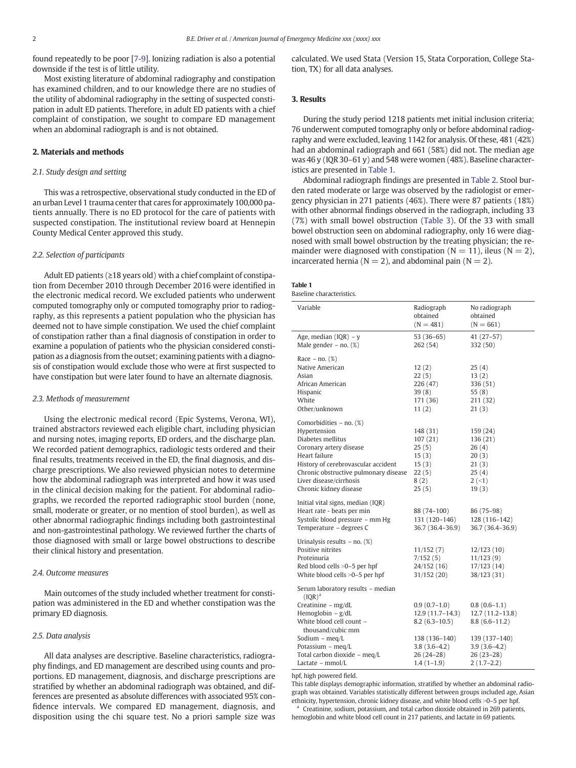found repeatedly to be poor [7-9]. Ionizing radiation is also a potential downside if the test is of little utility.

Most existing literature of abdominal radiography and constipation has examined children, and to our knowledge there are no studies of the utility of abdominal radiography in the setting of suspected constipation in adult ED patients. Therefore, in adult ED patients with a chief complaint of constipation, we sought to compare ED management when an abdominal radiograph is and is not obtained.

## 2. Materials and methods

### 2.1. Study design and setting

This was a retrospective, observational study conducted in the ED of an urban Level 1 trauma center that cares for approximately 100,000 patients annually. There is no ED protocol for the care of patients with suspected constipation. The institutional review board at Hennepin County Medical Center approved this study.

### 2.2. Selection of participants

Adult ED patients (≥18 years old) with a chief complaint of constipation from December 2010 through December 2016 were identified in the electronic medical record. We excluded patients who underwent computed tomography only or computed tomography prior to radiography, as this represents a patient population who the physician has deemed not to have simple constipation. We used the chief complaint of constipation rather than a final diagnosis of constipation in order to examine a population of patients who the physician considered constipation as a diagnosis from the outset; examining patients with a diagnosis of constipation would exclude those who were at first suspected to have constipation but were later found to have an alternate diagnosis.

### 2.3. Methods of measurement

Using the electronic medical record (Epic Systems, Verona, WI), trained abstractors reviewed each eligible chart, including physician and nursing notes, imaging reports, ED orders, and the discharge plan. We recorded patient demographics, radiologic tests ordered and their final results, treatments received in the ED, the final diagnosis, and discharge prescriptions. We also reviewed physician notes to determine how the abdominal radiograph was interpreted and how it was used in the clinical decision making for the patient. For abdominal radiographs, we recorded the reported radiographic stool burden (none, small, moderate or greater, or no mention of stool burden), as well as other abnormal radiographic findings including both gastrointestinal and non-gastrointestinal pathology. We reviewed further the charts of those diagnosed with small or large bowel obstructions to describe their clinical history and presentation.

### 2.4. Outcome measures

Main outcomes of the study included whether treatment for constipation was administered in the ED and whether constipation was the primary ED diagnosis.

### 2.5. Data analysis

All data analyses are descriptive. Baseline characteristics, radiography findings, and ED management are described using counts and proportions. ED management, diagnosis, and discharge prescriptions are stratified by whether an abdominal radiograph was obtained, and differences are presented as absolute differences with associated 95% confidence intervals. We compared ED management, diagnosis, and disposition using the chi square test. No a priori sample size was calculated. We used Stata (Version 15, Stata Corporation, College Station, TX) for all data analyses.

## 3. Results

During the study period 1218 patients met initial inclusion criteria; 76 underwent computed tomography only or before abdominal radiography and were excluded, leaving 1142 for analysis. Of these, 481 (42%) had an abdominal radiograph and 661 (58%) did not. The median age was 46 y (IQR 30–61 y) and 548 were women (48%). Baseline characteristics are presented in Table 1.

Abdominal radiograph findings are presented in Table 2. Stool burden rated moderate or large was observed by the radiologist or emergency physician in 271 patients (46%). There were 87 patients (18%) with other abnormal findings observed in the radiograph, including 33 (7%) with small bowel obstruction (Table 3). Of the 33 with small bowel obstruction seen on abdominal radiography, only 16 were diagnosed with small bowel obstruction by the treating physician; the remainder were diagnosed with constipation (N = 11), ileus (N = 2), incarcerated hernia (N = 2), and abdominal pain (N = 2).

**Table 1**
Baseline characteristics.

| Variable | Radiograph obtained (N = 481) | No radiograph obtained (N = 661) |
|---|---|---|
| Age, median (IQR) – y | 53 (36–65) | 41 (27–57) |
| Male gender – no. (%) | 262 (54) | 332 (50) |
| Race – no. (%) | | |
| Native American | 12 (2) | 25 (4) |
| Asian | 22 (5) | 13 (2) |
| African American | 226 (47) | 336 (51) |
| Hispanic | 39 (8) | 55 (8) |
| White | 171 (36) | 211 (32) |
| Other/unknown | 11 (2) | 21 (3) |
| Comorbidities – no. (%) | | |
| Hypertension | 148 (31) | 159 (24) |
| Diabetes mellitus | 107 (21) | 136 (21) |
| Coronary artery disease | 25 (5) | 26 (4) |
| Heart failure | 15 (3) | 20 (3) |
| History of cerebrovascular accident | 15 (3) | 21 (3) |
| Chronic obstructive pulmonary disease | 22 (5) | 25 (4) |
| Liver disease/cirrhosis | 8 (2) | 2 (<1) |
| Chronic kidney disease | 25 (5) | 19 (3) |
| Initial vital signs, median (IQR) | | |
| Heart rate - beats per min | 88 (74–100) | 86 (75–98) |
| Systolic blood pressure – mm Hg | 131 (120–146) | 128 (116–142) |
| Temperature – degrees C | 36.7 (36.4–36.9) | 36.7 (36.4–36.9) |
| Urinalysis results – no. (%) | | |
| Positive nitrites | 11/152 (7) | 12/123 (10) |
| Proteinuria | 7/152 (5) | 11/123 (9) |
| Red blood cells >0–5 per hpf | 24/152 (16) | 17/123 (14) |
| White blood cells >0–5 per hpf | 31/152 (20) | 38/123 (31) |
| Serum laboratory results – median (IQR)[a] | | |
| Creatinine – mg/dL | 0.9 (0.7–1.0) | 0.8 (0.6–1.1) |
| Hemoglobin – g/dL | 12.9 (11.7–14.3) | 12.7 (11.2–13.8) |
| White blood cell count – thousand/cubic mm | 8.2 (6.3–10.5) | 8.8 (6.6–11.2) |
| Sodium – meq/L | 138 (136–140) | 139 (137–140) |
| Potassium – meq/L | 3.8 (3.6–4.2) | 3.9 (3.6–4.2) |
| Total carbon dioxide – meq/L | 26 (24–28) | 26 (23–28) |
| Lactate – mmol/L | 1.4 (1–1.9) | 2 (1.7–2.2) |

hpf, high powered field.
This table displays demographic information, stratified by whether an abdominal radiograph was obtained. Variables statistically different between groups included age, Asian ethnicity, hypertension, chronic kidney disease, and white blood cells >0–5 per hpf.
[a] Creatinine, sodium, potassium, and total carbon dioxide obtained in 269 patients, hemoglobin and white blood cell count in 217 patients, and lactate in 69 patients.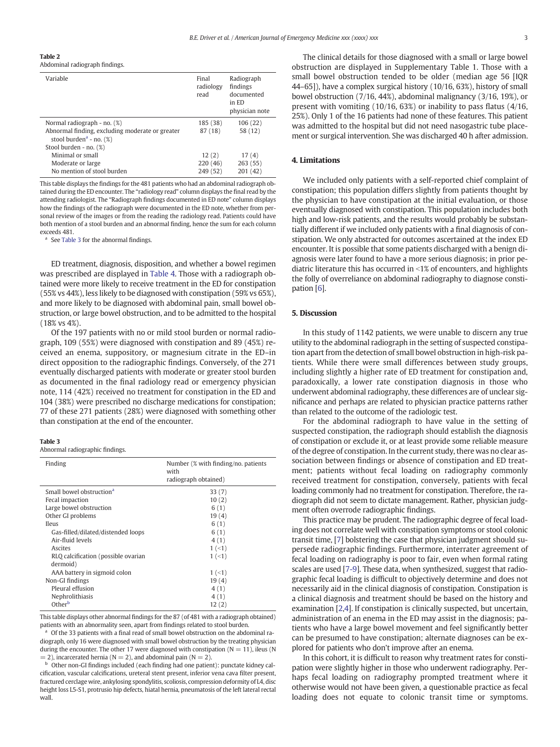**Table 2**
Abdominal radiograph findings.

| Variable | Final radiology read | Radiograph findings documented in ED physician note |
|---|---|---|
| Normal radiograph - no. (%) | 185 (38) | 106 (22) |
| Abnormal finding, excluding moderate or greater stool burden[a] - no. (%) | 87 (18) | 58 (12) |
| Stool burden - no. (%) | | |
| Minimal or small | 12 (2) | 17 (4) |
| Moderate or large | 220 (46) | 263 (55) |
| No mention of stool burden | 249 (52) | 201 (42) |

This table displays the findings for the 481 patients who had an abdominal radiograph obtained during the ED encounter. The "radiology read" column displays the final read by the attending radiologist. The "Radiograph findings documented in ED note" column displays how the findings of the radiograph were documented in the ED note, whether from personal review of the images or from the reading the radiology read. Patients could have both mention of a stool burden and an abnormal finding, hence the sum for each column exceeds 481.

[a] See Table 3 for the abnormal findings.

ED treatment, diagnosis, disposition, and whether a bowel regimen was prescribed are displayed in Table 4. Those with a radiograph obtained were more likely to receive treatment in the ED for constipation (55% vs 44%), less likely to be diagnosed with constipation (59% vs 65%), and more likely to be diagnosed with abdominal pain, small bowel obstruction, or large bowel obstruction, and to be admitted to the hospital (18% vs 4%).

Of the 197 patients with no or mild stool burden or normal radiograph, 109 (55%) were diagnosed with constipation and 89 (45%) received an enema, suppository, or magnesium citrate in the ED–in direct opposition to the radiographic findings. Conversely, of the 271 eventually discharged patients with moderate or greater stool burden as documented in the final radiology read or emergency physician note, 114 (42%) received no treatment for constipation in the ED and 104 (38%) were prescribed no discharge medications for constipation; 77 of these 271 patients (28%) were diagnosed with something other than constipation at the end of the encounter.

**Table 3**
Abnormal radiographic findings.

| Finding | Number (% with finding/no. patients with radiograph obtained) |
|---|---|
| Small bowel obstruction[a] | 33 (7) |
| Fecal impaction | 10 (2) |
| Large bowel obstruction | 6 (1) |
| Other GI problems | 19 (4) |
| Ileus | 6 (1) |
| Gas-filled/dilated/distended loops | 6 (1) |
| Air-fluid levels | 4 (1) |
| Ascites | 1 (<1) |
| RLQ calcification (possible ovarian dermoid) | 1 (<1) |
| AAA battery in sigmoid colon | 1 (<1) |
| Non-GI findings | 19 (4) |
| Pleural effusion | 4 (1) |
| Nephrolithiasis | 4 (1) |
| Other[b] | 12 (2) |

This table displays other abnormal findings for the 87 (of 481 with a radiograph obtained) patients with an abnormality seen, apart from findings related to stool burden.

[a] Of the 33 patients with a final read of small bowel obstruction on the abdominal radiograph, only 16 were diagnosed with small bowel obstruction by the treating physician during the encounter. The other 17 were diagnosed with constipation (N = 11), ileus (N = 2), incarcerated hernia (N = 2), and abdominal pain (N = 2).

[b] Other non-GI findings included (each finding had one patient): punctate kidney calcification, vascular calcifications, ureteral stent present, inferior vena cava filter present, fractured cerclage wire, ankylosing spondylitis, scoliosis, compression deformity of L4, disc height loss L5-S1, protrusio hip defects, hiatal hernia, pneumatosis of the left lateral rectal wall.

The clinical details for those diagnosed with a small or large bowel obstruction are displayed in Supplementary Table 1. Those with a small bowel obstruction tended to be older (median age 56 [IQR 44–65]), have a complex surgical history (10/16, 63%), history of small bowel obstruction (7/16, 44%), abdominal malignancy (3/16, 19%), or present with vomiting (10/16, 63%) or inability to pass flatus (4/16, 25%). Only 1 of the 16 patients had none of these features. This patient was admitted to the hospital but did not need nasogastric tube placement or surgical intervention. She was discharged 40 h after admission.

## 4. Limitations

We included only patients with a self-reported chief complaint of constipation; this population differs slightly from patients thought by the physician to have constipation at the initial evaluation, or those eventually diagnosed with constipation. This population includes both high and low-risk patients, and the results would probably be substantially different if we included only patients with a final diagnosis of constipation. We only abstracted for outcomes ascertained at the index ED encounter. It is possible that some patients discharged with a benign diagnosis were later found to have a more serious diagnosis; in prior pediatric literature this has occurred in <1% of encounters, and highlights the folly of overreliance on abdominal radiography to diagnose constipation [6].

## 5. Discussion

In this study of 1142 patients, we were unable to discern any true utility to the abdominal radiograph in the setting of suspected constipation apart from the detection of small bowel obstruction in high-risk patients. While there were small differences between study groups, including slightly a higher rate of ED treatment for constipation and, paradoxically, a lower rate constipation diagnosis in those who underwent abdominal radiography, these differences are of unclear significance and perhaps are related to physician practice patterns rather than related to the outcome of the radiologic test.

For the abdominal radiograph to have value in the setting of suspected constipation, the radiograph should establish the diagnosis of constipation or exclude it, or at least provide some reliable measure of the degree of constipation. In the current study, there was no clear association between findings or absence of constipation and ED treatment; patients without fecal loading on radiography commonly received treatment for constipation, conversely, patients with fecal loading commonly had no treatment for constipation. Therefore, the radiograph did not seem to dictate management. Rather, physician judgment often overrode radiographic findings.

This practice may be prudent. The radiographic degree of fecal loading does not correlate well with constipation symptoms or stool colonic transit time, [7] bolstering the case that physician judgment should supersede radiographic findings. Furthermore, interrater agreement of fecal loading on radiography is poor to fair, even when formal rating scales are used [7-9]. These data, when synthesized, suggest that radiographic fecal loading is difficult to objectively determine and does not necessarily aid in the clinical diagnosis of constipation. Constipation is a clinical diagnosis and treatment should be based on the history and examination [2,4]. If constipation is clinically suspected, but uncertain, administration of an enema in the ED may assist in the diagnosis; patients who have a large bowel movement and feel significantly better can be presumed to have constipation; alternate diagnoses can be explored for patients who don't improve after an enema.

In this cohort, it is difficult to reason why treatment rates for constipation were slightly higher in those who underwent radiography. Perhaps fecal loading on radiography prompted treatment where it otherwise would not have been given, a questionable practice as fecal loading does not equate to colonic transit time or symptoms.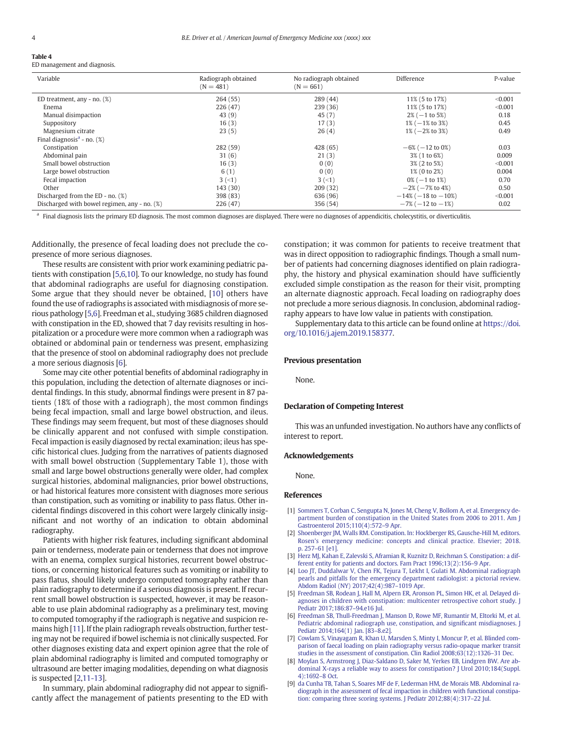**Table 4**
ED management and diagnosis.

| Variable | Radiograph obtained (N = 481) | No radiograph obtained (N = 661) | Difference | P-value |
|---|---|---|---|---|
| ED treatment, any - no. (%) | 264 (55) | 289 (44) | 11% (5 to 17%) | <0.001 |
| Enema | 226 (47) | 239 (36) | 11% (5 to 17%) | <0.001 |
| Manual disimpaction | 43 (9) | 45 (7) | 2% (−1 to 5%) | 0.18 |
| Suppository | 16 (3) | 17 (3) | 1% (−1% to 3%) | 0.45 |
| Magnesium citrate | 23 (5) | 26 (4) | 1% (−2% to 3%) | 0.49 |
| Final diagnosis[a] - no. (%) | | | | |
| Constipation | 282 (59) | 428 (65) | −6% (−12 to 0%) | 0.03 |
| Abdominal pain | 31 (6) | 21 (3) | 3% (1 to 6%) | 0.009 |
| Small bowel obstruction | 16 (3) | 0 (0) | 3% (2 to 5%) | <0.001 |
| Large bowel obstruction | 6 (1) | 0 (0) | 1% (0 to 2%) | 0.004 |
| Fecal impaction | 3 (<1) | 3 (<1) | 0% (−1 to 1%) | 0.70 |
| Other | 143 (30) | 209 (32) | −2% (−7% to 4%) | 0.50 |
| Discharged from the ED - no. (%) | 398 (83) | 636 (96) | −14% (−18 to −10%) | <0.001 |
| Discharged with bowel regimen, any - no. (%) | 226 (47) | 356 (54) | −7% (−12 to −1%) | 0.02 |

[a] Final diagnosis lists the primary ED diagnosis. The most common diagnoses are displayed. There were no diagnoses of appendicitis, cholecystitis, or diverticulitis.

Additionally, the presence of fecal loading does not preclude the copresence of more serious diagnoses.

These results are consistent with prior work examining pediatric patients with constipation [5,6,10]. To our knowledge, no study has found that abdominal radiographs are useful for diagnosing constipation. Some argue that they should never be obtained, [10] others have found the use of radiographs is associated with misdiagnosis of more serious pathology [5,6]. Freedman et al., studying 3685 children diagnosed with constipation in the ED, showed that 7 day revisits resulting in hospitalization or a procedure were more common when a radiograph was obtained or abdominal pain or tenderness was present, emphasizing that the presence of stool on abdominal radiography does not preclude a more serious diagnosis [6].

Some may cite other potential benefits of abdominal radiography in this population, including the detection of alternate diagnoses or incidental findings. In this study, abnormal findings were present in 87 patients (18% of those with a radiograph), the most common findings being fecal impaction, small and large bowel obstruction, and ileus. These findings may seem frequent, but most of these diagnoses should be clinically apparent and not confused with simple constipation. Fecal impaction is easily diagnosed by rectal examination; ileus has specific historical clues. Judging from the narratives of patients diagnosed with small bowel obstruction (Supplementary Table 1), those with small and large bowel obstructions generally were older, had complex surgical histories, abdominal malignancies, prior bowel obstructions, or had historical features more consistent with diagnoses more serious than constipation, such as vomiting or inability to pass flatus. Other incidental findings discovered in this cohort were largely clinically insignificant and not worthy of an indication to obtain abdominal radiography.

Patients with higher risk features, including significant abdominal pain or tenderness, moderate pain or tenderness that does not improve with an enema, complex surgical histories, recurrent bowel obstructions, or concerning historical features such as vomiting or inability to pass flatus, should likely undergo computed tomography rather than plain radiography to determine if a serious diagnosis is present. If recurrent small bowel obstruction is suspected, however, it may be reasonable to use plain abdominal radiography as a preliminary test, moving to computed tomography if the radiograph is negative and suspicion remains high [11]. If the plain radiograph reveals obstruction, further testing may not be required if bowel ischemia is not clinically suspected. For other diagnoses existing data and expert opinion agree that the role of plain abdominal radiography is limited and computed tomography or ultrasound are better imaging modalities, depending on what diagnosis is suspected [2,11-13].

In summary, plain abdominal radiography did not appear to significantly affect the management of patients presenting to the ED with constipation; it was common for patients to receive treatment that was in direct opposition to radiographic findings. Though a small number of patients had concerning diagnoses identified on plain radiography, the history and physical examination should have sufficiently excluded simple constipation as the reason for their visit, prompting an alternate diagnostic approach. Fecal loading on radiography does not preclude a more serious diagnosis. In conclusion, abdominal radiography appears to have low value in patients with constipation.

Supplementary data to this article can be found online at https://doi.org/10.1016/j.ajem.2019.158377.

## Previous presentation

None.

## Declaration of Competing Interest

This was an unfunded investigation. No authors have any conflicts of interest to report.

## Acknowledgements

None.

## References

[1] Sommers T, Corban C, Sengupta N, Jones M, Cheng V, Bollom A, et al. Emergency department burden of constipation in the United States from 2006 to 2011. Am J Gastroenterol 2015;110(4):572–9 Apr.

[2] Shoenberger JM, Walls RM. Constipation. In: Hockberger RS, Gausche-Hill M, editors. Rosen's emergency medicine: concepts and clinical practice. Elsevier; 2018. p. 257–61 [e1].

[3] Herz MJ, Kahan E, Zalevski S, Aframian R, Kuznitz D, Reichman S. Constipation: a different entity for patients and doctors. Fam Pract 1996;13(2):156–9 Apr.

[4] Loo JT, Duddalwar V, Chen FK, Tejura T, Lekht I, Gulati M. Abdominal radiograph pearls and pitfalls for the emergency department radiologist: a pictorial review. Abdom Radiol (NY) 2017;42(4):987–1019 Apr.

[5] Freedman SB, Rodean J, Hall M, Alpern ER, Aronson PL, Simon HK, et al. Delayed diagnoses in children with constipation: multicenter retrospective cohort study. J Pediatr 2017;186:87–94.e16 Jul.

[6] Freedman SB, Thull-Freedman J, Manson D, Rowe MF, Rumantir M, Eltorki M, et al. Pediatric abdominal radiograph use, constipation, and significant misdiagnoses. J Pediatr 2014;164(1) Jan. [83–8.e2].

[7] Cowlam S, Vinayagam R, Khan U, Marsden S, Minty I, Moncur P, et al. Blinded comparison of faecal loading on plain radiography versus radio-opaque marker transit studies in the assessment of constipation. Clin Radiol 2008;63(12):1326–31 Dec.

[8] Moylan S, Armstrong J, Diaz-Saldano D, Saker M, Yerkes EB, Lindgren BW. Are abdominal X-rays a reliable way to assess for constipation? J Urol 2010;184(Suppl. 4):1692–8 Oct.

[9] da Cunha TB, Tahan S, Soares MF de F, Lederman HM, de Morais MB. Abdominal radiograph in the assessment of fecal impaction in children with functional constipation: comparing three scoring systems. J Pediatr 2012;88(4):317–22 Jul.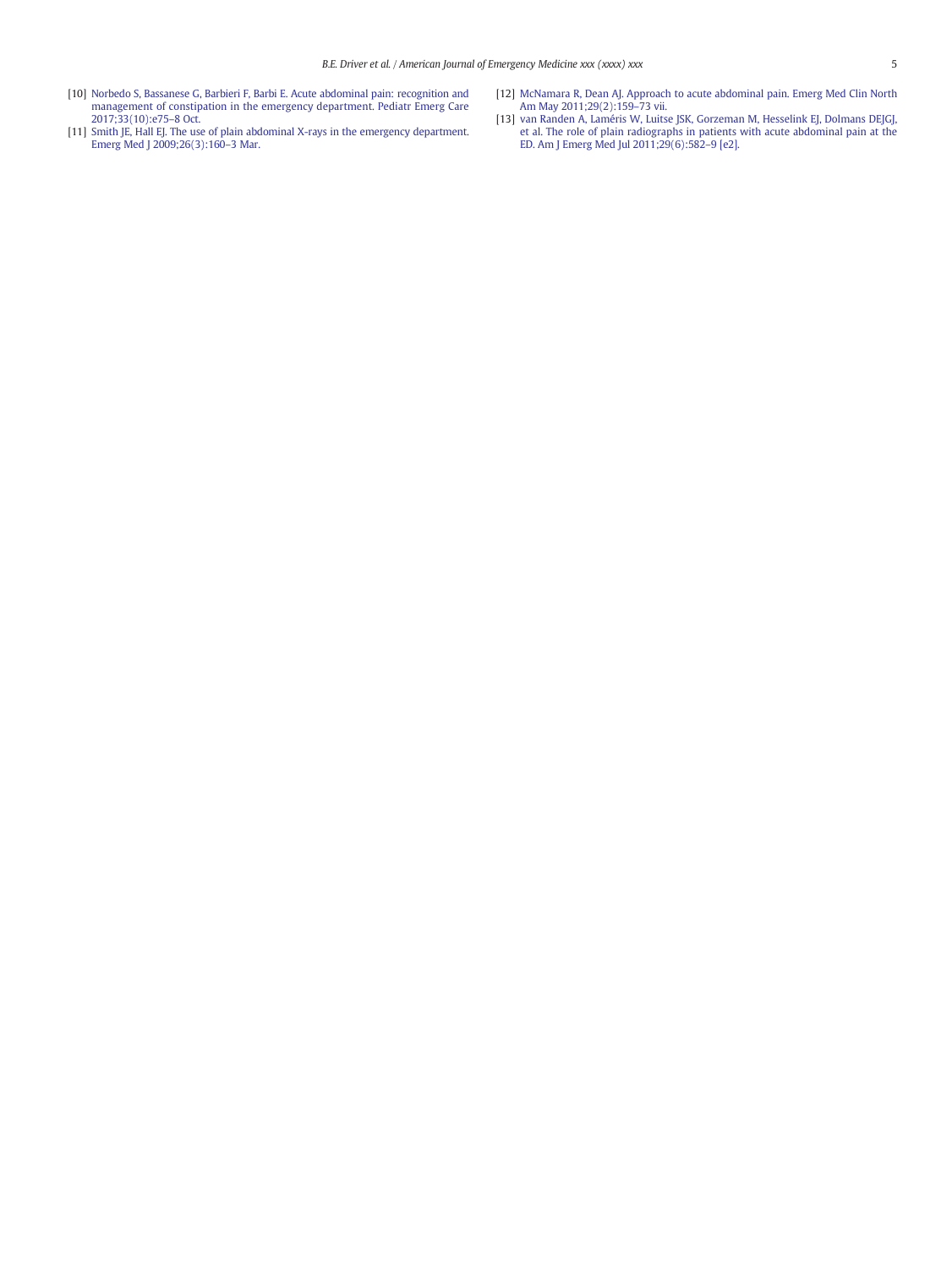[10] Norbedo S, Bassanese G, Barbieri F, Barbi E. Acute abdominal pain: recognition and management of constipation in the emergency department. Pediatr Emerg Care 2017;33(10):e75–8 Oct.

[11] Smith JE, Hall EJ. The use of plain abdominal X-rays in the emergency department. Emerg Med J 2009;26(3):160–3 Mar.

[12] McNamara R, Dean AJ. Approach to acute abdominal pain. Emerg Med Clin North Am May 2011;29(2):159–73 vii.

[13] van Randen A, Laméris W, Luitse JSK, Gorzeman M, Hesselink EJ, Dolmans DEJGJ, et al. The role of plain radiographs in patients with acute abdominal pain at the ED. Am J Emerg Med Jul 2011;29(6):582–9 [e2].